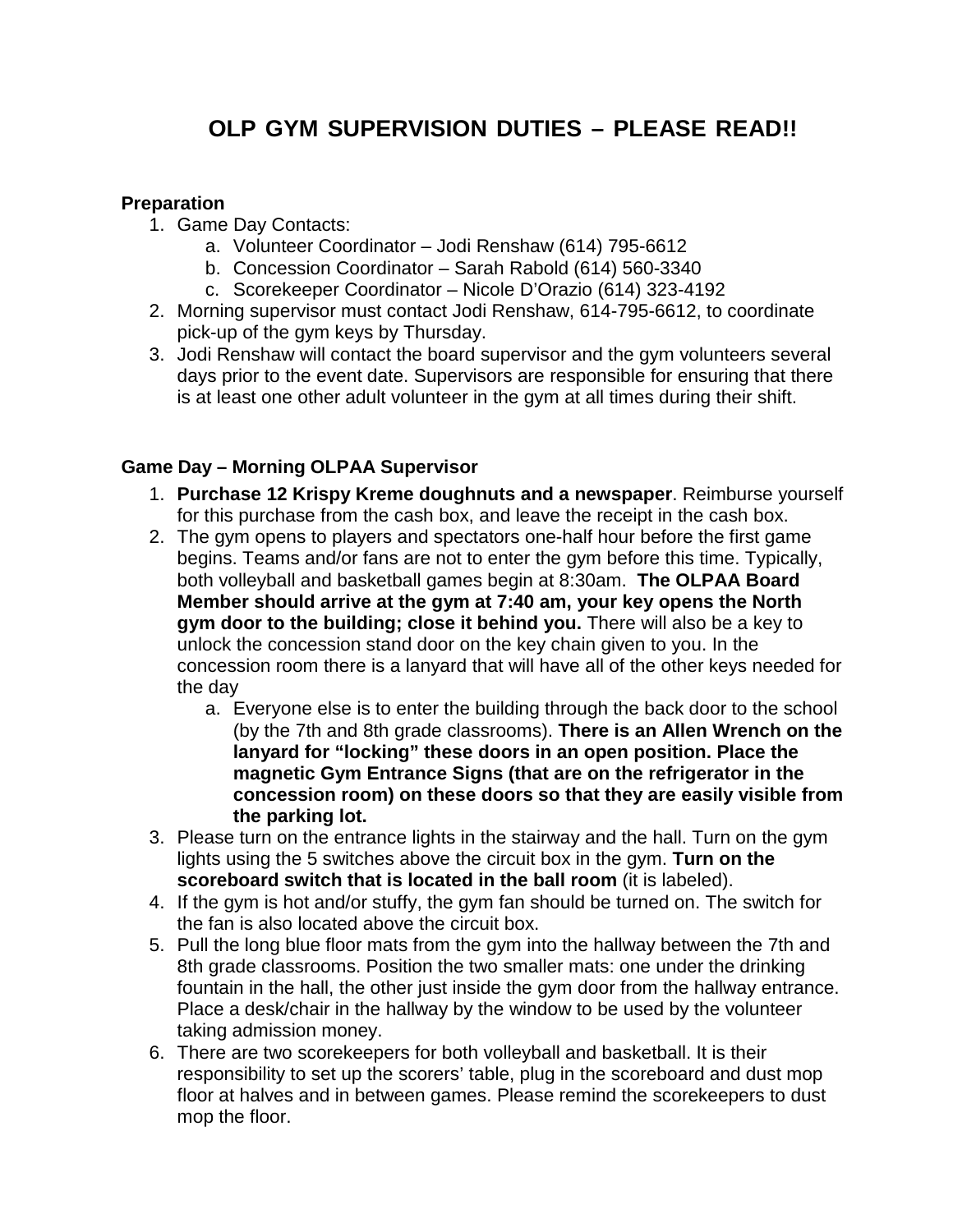# OLP GYM SUPERVISION DUTIES – PLEASE READ!!

**Preparation**

1. Game Day Contacts:
   a. Volunteer Coordinator – Jodi Renshaw (614) 795-6612
   b. Concession Coordinator – Sarah Rabold (614) 560-3340
   c. Scorekeeper Coordinator – Nicole D'Orazio (614) 323-4192
2. Morning supervisor must contact Jodi Renshaw, 614-795-6612, to coordinate pick-up of the gym keys by Thursday.
3. Jodi Renshaw will contact the board supervisor and the gym volunteers several days prior to the event date. Supervisors are responsible for ensuring that there is at least one other adult volunteer in the gym at all times during their shift.

**Game Day – Morning OLPAA Supervisor**

1. **Purchase 12 Krispy Kreme doughnuts and a newspaper**. Reimburse yourself for this purchase from the cash box, and leave the receipt in the cash box.
2. The gym opens to players and spectators one-half hour before the first game begins. Teams and/or fans are not to enter the gym before this time. Typically, both volleyball and basketball games begin at 8:30am. **The OLPAA Board Member should arrive at the gym at 7:40 am, your key opens the North gym door to the building; close it behind you.** There will also be a key to unlock the concession stand door on the key chain given to you. In the concession room there is a lanyard that will have all of the other keys needed for the day
   a. Everyone else is to enter the building through the back door to the school (by the 7th and 8th grade classrooms). **There is an Allen Wrench on the lanyard for "locking" these doors in an open position. Place the magnetic Gym Entrance Signs (that are on the refrigerator in the concession room) on these doors so that they are easily visible from the parking lot.**
3. Please turn on the entrance lights in the stairway and the hall. Turn on the gym lights using the 5 switches above the circuit box in the gym. **Turn on the scoreboard switch that is located in the ball room** (it is labeled).
4. If the gym is hot and/or stuffy, the gym fan should be turned on. The switch for the fan is also located above the circuit box.
5. Pull the long blue floor mats from the gym into the hallway between the 7th and 8th grade classrooms. Position the two smaller mats: one under the drinking fountain in the hall, the other just inside the gym door from the hallway entrance. Place a desk/chair in the hallway by the window to be used by the volunteer taking admission money.
6. There are two scorekeepers for both volleyball and basketball. It is their responsibility to set up the scorers' table, plug in the scoreboard and dust mop floor at halves and in between games. Please remind the scorekeepers to dust mop the floor.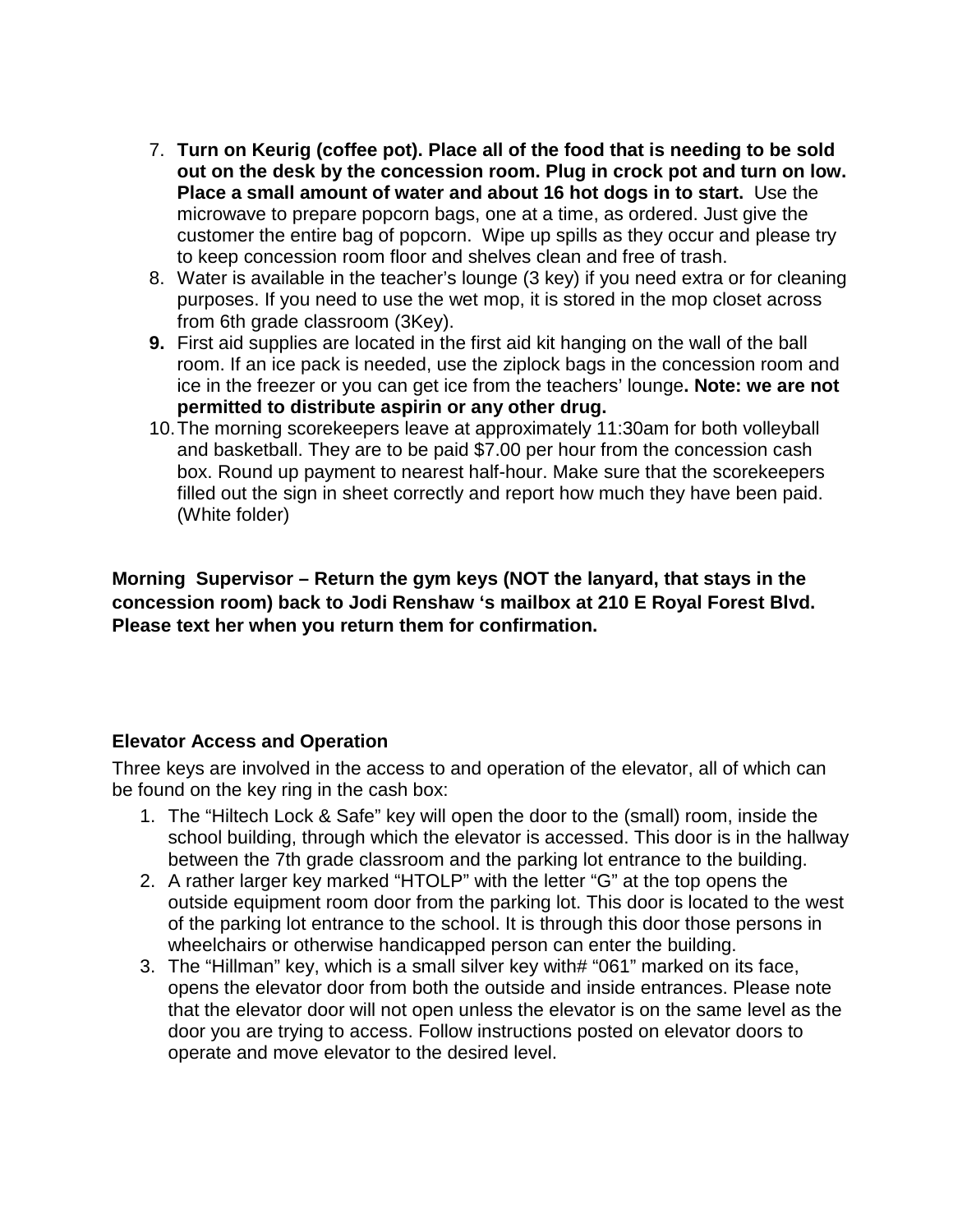7. **Turn on Keurig (coffee pot). Place all of the food that is needing to be sold out on the desk by the concession room. Plug in crock pot and turn on low. Place a small amount of water and about 16 hot dogs in to start.** Use the microwave to prepare popcorn bags, one at a time, as ordered. Just give the customer the entire bag of popcorn. Wipe up spills as they occur and please try to keep concession room floor and shelves clean and free of trash.
8. Water is available in the teacher's lounge (3 key) if you need extra or for cleaning purposes. If you need to use the wet mop, it is stored in the mop closet across from 6th grade classroom (3Key).
9. First aid supplies are located in the first aid kit hanging on the wall of the ball room. If an ice pack is needed, use the ziplock bags in the concession room and ice in the freezer or you can get ice from the teachers' lounge**. Note: we are not permitted to distribute aspirin or any other drug.**
10. The morning scorekeepers leave at approximately 11:30am for both volleyball and basketball. They are to be paid $7.00 per hour from the concession cash box. Round up payment to nearest half-hour. Make sure that the scorekeepers filled out the sign in sheet correctly and report how much they have been paid. (White folder)

**Morning Supervisor – Return the gym keys (NOT the lanyard, that stays in the concession room) back to Jodi Renshaw 's mailbox at 210 E Royal Forest Blvd. Please text her when you return them for confirmation.**

**Elevator Access and Operation**

Three keys are involved in the access to and operation of the elevator, all of which can be found on the key ring in the cash box:

1. The "Hiltech Lock & Safe" key will open the door to the (small) room, inside the school building, through which the elevator is accessed. This door is in the hallway between the 7th grade classroom and the parking lot entrance to the building.
2. A rather larger key marked "HTOLP" with the letter "G" at the top opens the outside equipment room door from the parking lot. This door is located to the west of the parking lot entrance to the school. It is through this door those persons in wheelchairs or otherwise handicapped person can enter the building.
3. The "Hillman" key, which is a small silver key with# "061" marked on its face, opens the elevator door from both the outside and inside entrances. Please note that the elevator door will not open unless the elevator is on the same level as the door you are trying to access. Follow instructions posted on elevator doors to operate and move elevator to the desired level.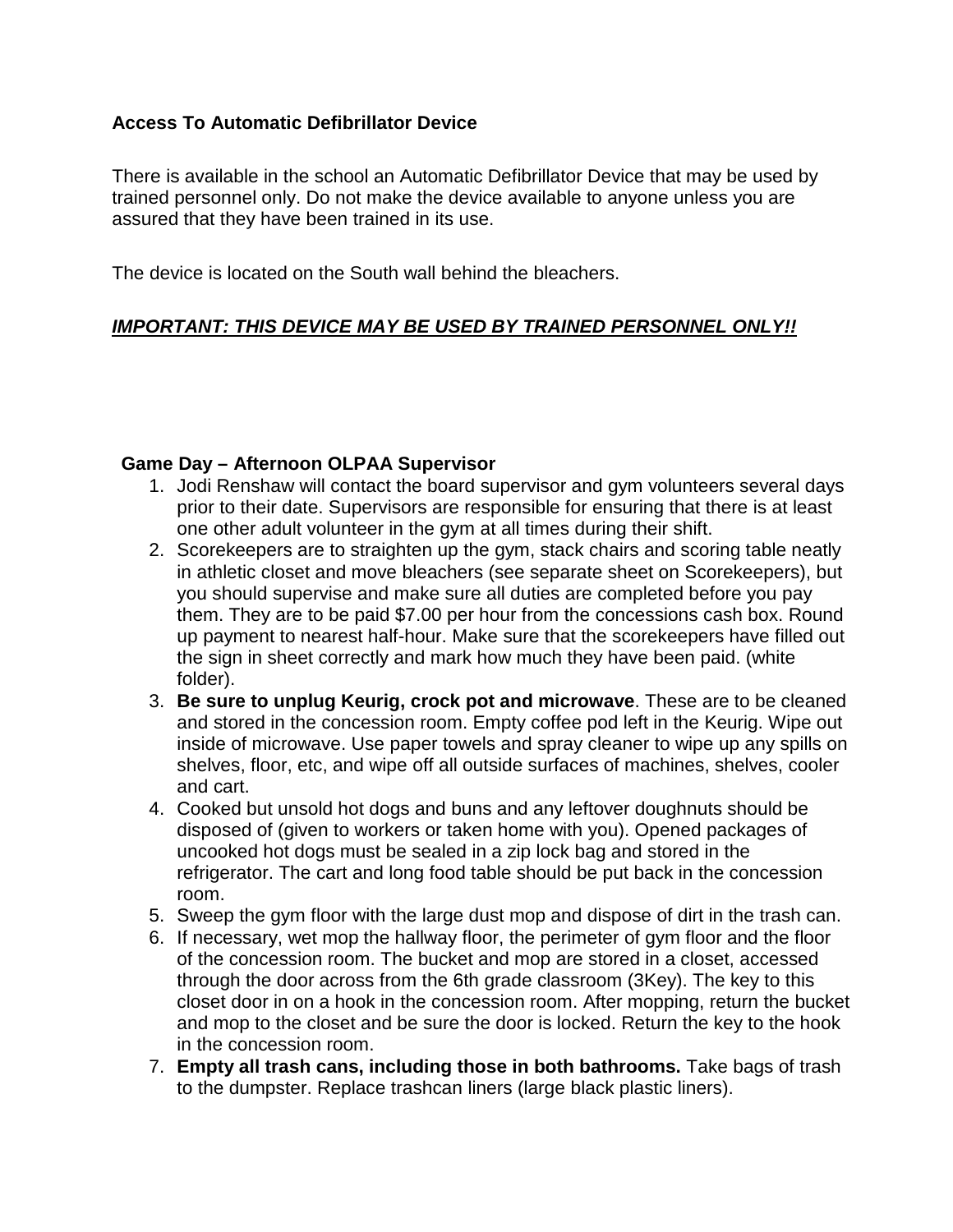## Access To Automatic Defibrillator Device

There is available in the school an Automatic Defibrillator Device that may be used by trained personnel only. Do not make the device available to anyone unless you are assured that they have been trained in its use.

The device is located on the South wall behind the bleachers.

***<u>IMPORTANT: THIS DEVICE MAY BE USED BY TRAINED PERSONNEL ONLY!!</u>***

## Game Day – Afternoon OLPAA Supervisor

1. Jodi Renshaw will contact the board supervisor and gym volunteers several days prior to their date. Supervisors are responsible for ensuring that there is at least one other adult volunteer in the gym at all times during their shift.
2. Scorekeepers are to straighten up the gym, stack chairs and scoring table neatly in athletic closet and move bleachers (see separate sheet on Scorekeepers), but you should supervise and make sure all duties are completed before you pay them. They are to be paid $7.00 per hour from the concessions cash box. Round up payment to nearest half-hour. Make sure that the scorekeepers have filled out the sign in sheet correctly and mark how much they have been paid. (white folder).
3. **Be sure to unplug Keurig, crock pot and microwave**. These are to be cleaned and stored in the concession room. Empty coffee pod left in the Keurig. Wipe out inside of microwave. Use paper towels and spray cleaner to wipe up any spills on shelves, floor, etc, and wipe off all outside surfaces of machines, shelves, cooler and cart.
4. Cooked but unsold hot dogs and buns and any leftover doughnuts should be disposed of (given to workers or taken home with you). Opened packages of uncooked hot dogs must be sealed in a zip lock bag and stored in the refrigerator. The cart and long food table should be put back in the concession room.
5. Sweep the gym floor with the large dust mop and dispose of dirt in the trash can.
6. If necessary, wet mop the hallway floor, the perimeter of gym floor and the floor of the concession room. The bucket and mop are stored in a closet, accessed through the door across from the 6th grade classroom (3Key). The key to this closet door in on a hook in the concession room. After mopping, return the bucket and mop to the closet and be sure the door is locked. Return the key to the hook in the concession room.
7. **Empty all trash cans, including those in both bathrooms.** Take bags of trash to the dumpster. Replace trashcan liners (large black plastic liners).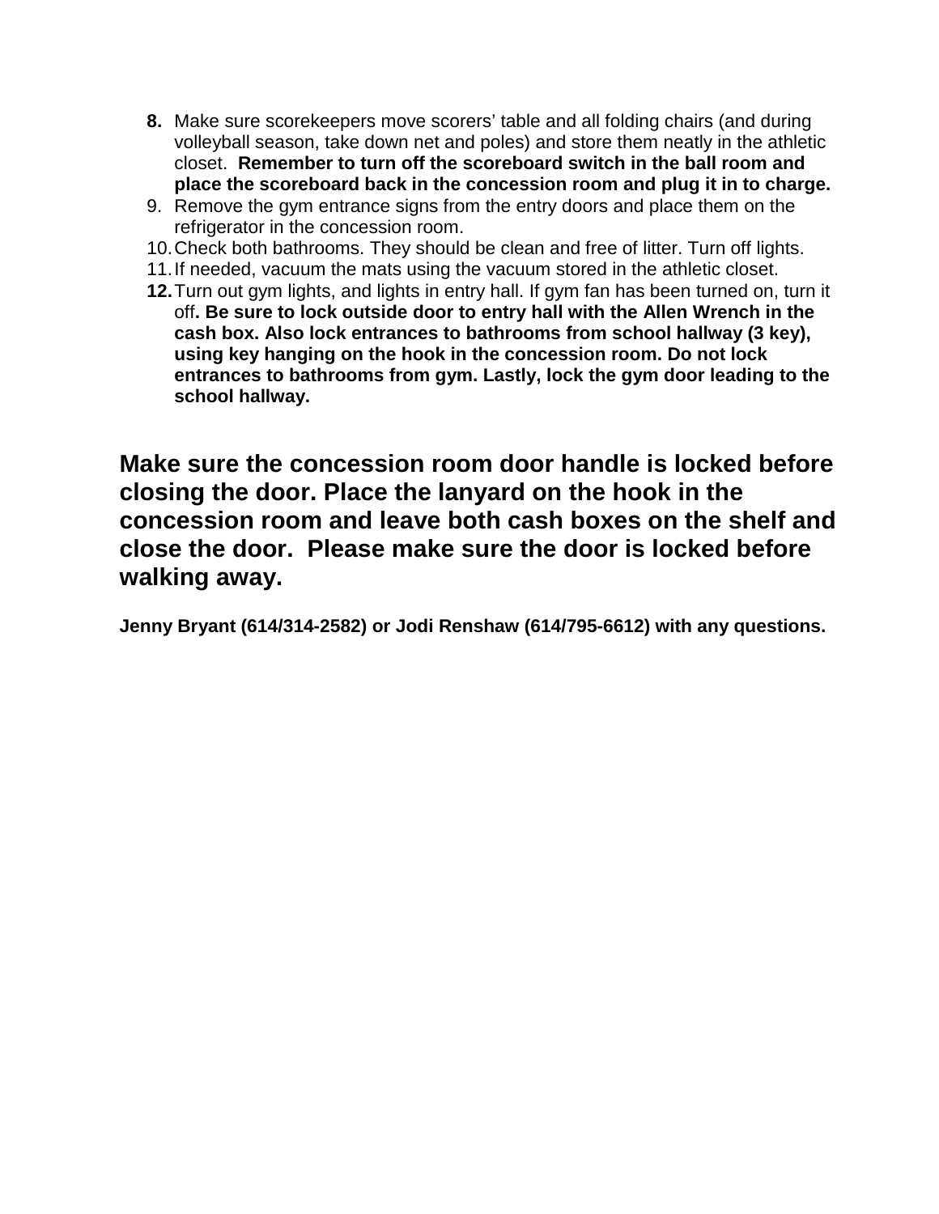8. Make sure scorekeepers move scorers' table and all folding chairs (and during volleyball season, take down net and poles) and store them neatly in the athletic closet. **Remember to turn off the scoreboard switch in the ball room and place the scoreboard back in the concession room and plug it in to charge.**
9. Remove the gym entrance signs from the entry doors and place them on the refrigerator in the concession room.
10. Check both bathrooms. They should be clean and free of litter. Turn off lights.
11. If needed, vacuum the mats using the vacuum stored in the athletic closet.
12. Turn out gym lights, and lights in entry hall. If gym fan has been turned on, turn it off**. Be sure to lock outside door to entry hall with the Allen Wrench in the cash box. Also lock entrances to bathrooms from school hallway (3 key), using key hanging on the hook in the concession room. Do not lock entrances to bathrooms from gym. Lastly, lock the gym door leading to the school hallway.**

**Make sure the concession room door handle is locked before closing the door. Place the lanyard on the hook in the concession room and leave both cash boxes on the shelf and close the door. Please make sure the door is locked before walking away.**

**Jenny Bryant (614/314-2582) or Jodi Renshaw (614/795-6612) with any questions.**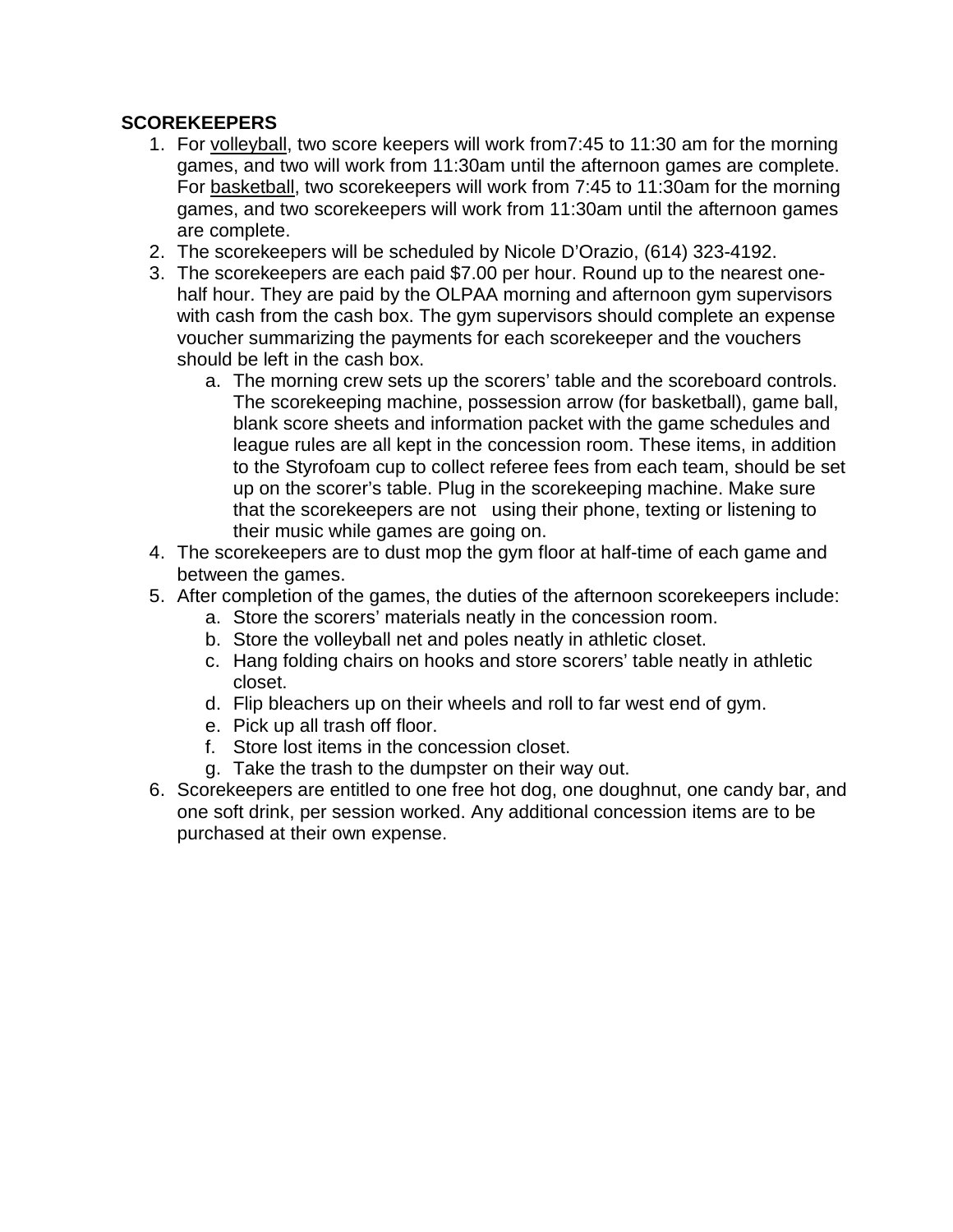**SCOREKEEPERS**

1. For <u>volleyball</u>, two score keepers will work from7:45 to 11:30 am for the morning games, and two will work from 11:30am until the afternoon games are complete. For <u>basketball</u>, two scorekeepers will work from 7:45 to 11:30am for the morning games, and two scorekeepers will work from 11:30am until the afternoon games are complete.
2. The scorekeepers will be scheduled by Nicole D'Orazio, (614) 323-4192.
3. The scorekeepers are each paid $7.00 per hour. Round up to the nearest one-half hour. They are paid by the OLPAA morning and afternoon gym supervisors with cash from the cash box. The gym supervisors should complete an expense voucher summarizing the payments for each scorekeeper and the vouchers should be left in the cash box.
    a. The morning crew sets up the scorers' table and the scoreboard controls. The scorekeeping machine, possession arrow (for basketball), game ball, blank score sheets and information packet with the game schedules and league rules are all kept in the concession room. These items, in addition to the Styrofoam cup to collect referee fees from each team, should be set up on the scorer's table. Plug in the scorekeeping machine. Make sure that the scorekeepers are not using their phone, texting or listening to their music while games are going on.
4. The scorekeepers are to dust mop the gym floor at half-time of each game and between the games.
5. After completion of the games, the duties of the afternoon scorekeepers include:
    a. Store the scorers' materials neatly in the concession room.
    b. Store the volleyball net and poles neatly in athletic closet.
    c. Hang folding chairs on hooks and store scorers' table neatly in athletic closet.
    d. Flip bleachers up on their wheels and roll to far west end of gym.
    e. Pick up all trash off floor.
    f. Store lost items in the concession closet.
    g. Take the trash to the dumpster on their way out.
6. Scorekeepers are entitled to one free hot dog, one doughnut, one candy bar, and one soft drink, per session worked. Any additional concession items are to be purchased at their own expense.